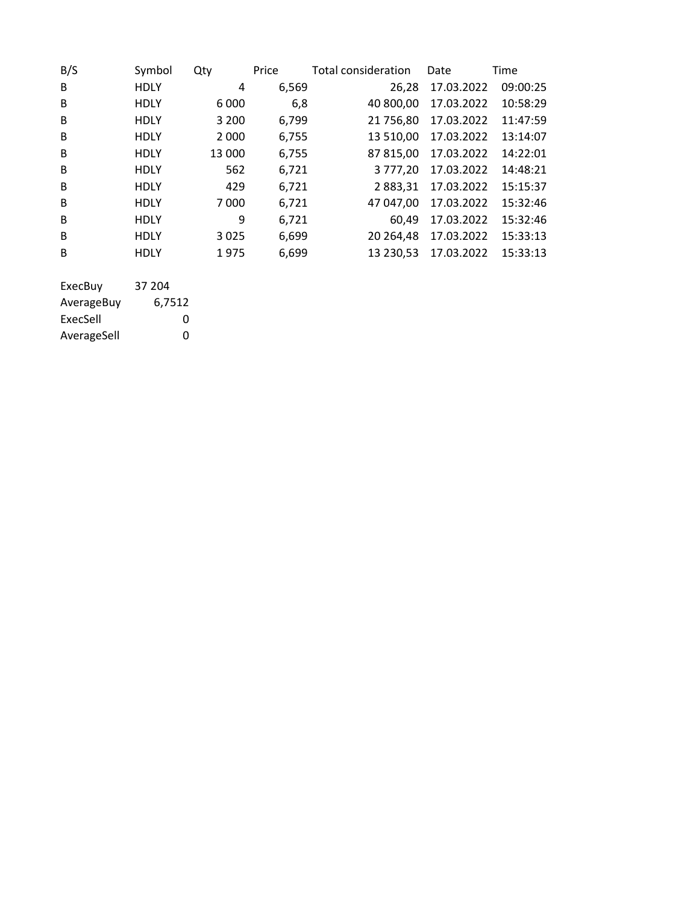| B/S | Symbol | Qty | Price | Total consideration | Date | Time |
| --- | --- | --- | --- | --- | --- | --- |
| B | HDLY | 4 | 6,569 | 26,28 | 17.03.2022 | 09:00:25 |
| B | HDLY | 6 000 | 6,8 | 40 800,00 | 17.03.2022 | 10:58:29 |
| B | HDLY | 3 200 | 6,799 | 21 756,80 | 17.03.2022 | 11:47:59 |
| B | HDLY | 2 000 | 6,755 | 13 510,00 | 17.03.2022 | 13:14:07 |
| B | HDLY | 13 000 | 6,755 | 87 815,00 | 17.03.2022 | 14:22:01 |
| B | HDLY | 562 | 6,721 | 3 777,20 | 17.03.2022 | 14:48:21 |
| B | HDLY | 429 | 6,721 | 2 883,31 | 17.03.2022 | 15:15:37 |
| B | HDLY | 7 000 | 6,721 | 47 047,00 | 17.03.2022 | 15:32:46 |
| B | HDLY | 9 | 6,721 | 60,49 | 17.03.2022 | 15:32:46 |
| B | HDLY | 3 025 | 6,699 | 20 264,48 | 17.03.2022 | 15:33:13 |
| B | HDLY | 1 975 | 6,699 | 13 230,53 | 17.03.2022 | 15:33:13 |

| | |
| --- | --- |
| ExecBuy | 37 204 |
| AverageBuy | 6,7512 |
| ExecSell | 0 |
| AverageSell | 0 |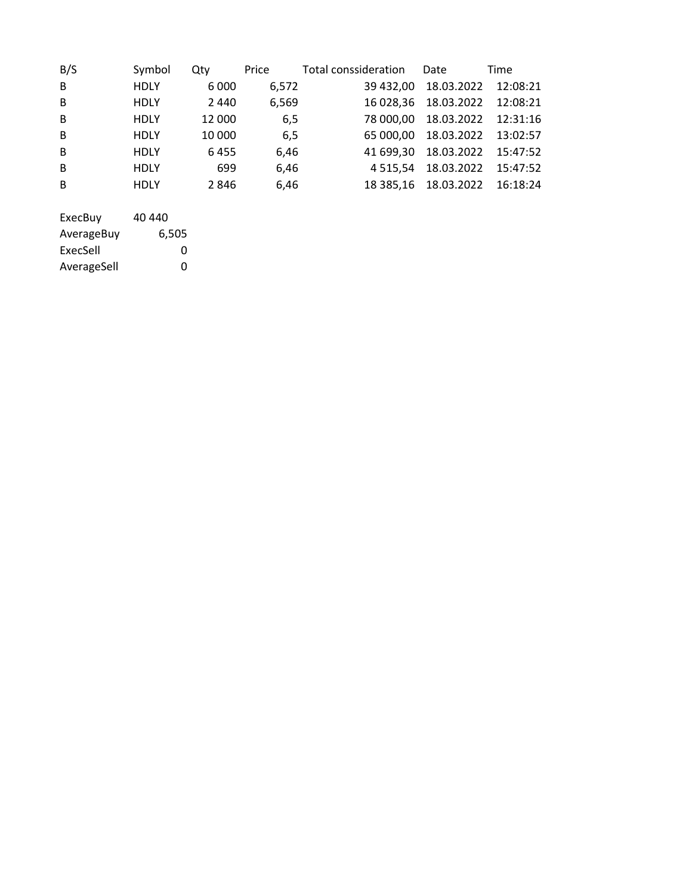| B/S | Symbol | Qty | Price | Total conssideration | Date | Time |
|---|---|---|---|---|---|---|
| B | HDLY | 6 000 | 6,572 | 39 432,00 | 18.03.2022 | 12:08:21 |
| B | HDLY | 2 440 | 6,569 | 16 028,36 | 18.03.2022 | 12:08:21 |
| B | HDLY | 12 000 | 6,5 | 78 000,00 | 18.03.2022 | 12:31:16 |
| B | HDLY | 10 000 | 6,5 | 65 000,00 | 18.03.2022 | 13:02:57 |
| B | HDLY | 6 455 | 6,46 | 41 699,30 | 18.03.2022 | 15:47:52 |
| B | HDLY | 699 | 6,46 | 4 515,54 | 18.03.2022 | 15:47:52 |
| B | HDLY | 2 846 | 6,46 | 18 385,16 | 18.03.2022 | 16:18:24 |

| | |
|---|---|
| ExecBuy | 40 440 |
| AverageBuy | 6,505 |
| ExecSell | 0 |
| AverageSell | 0 |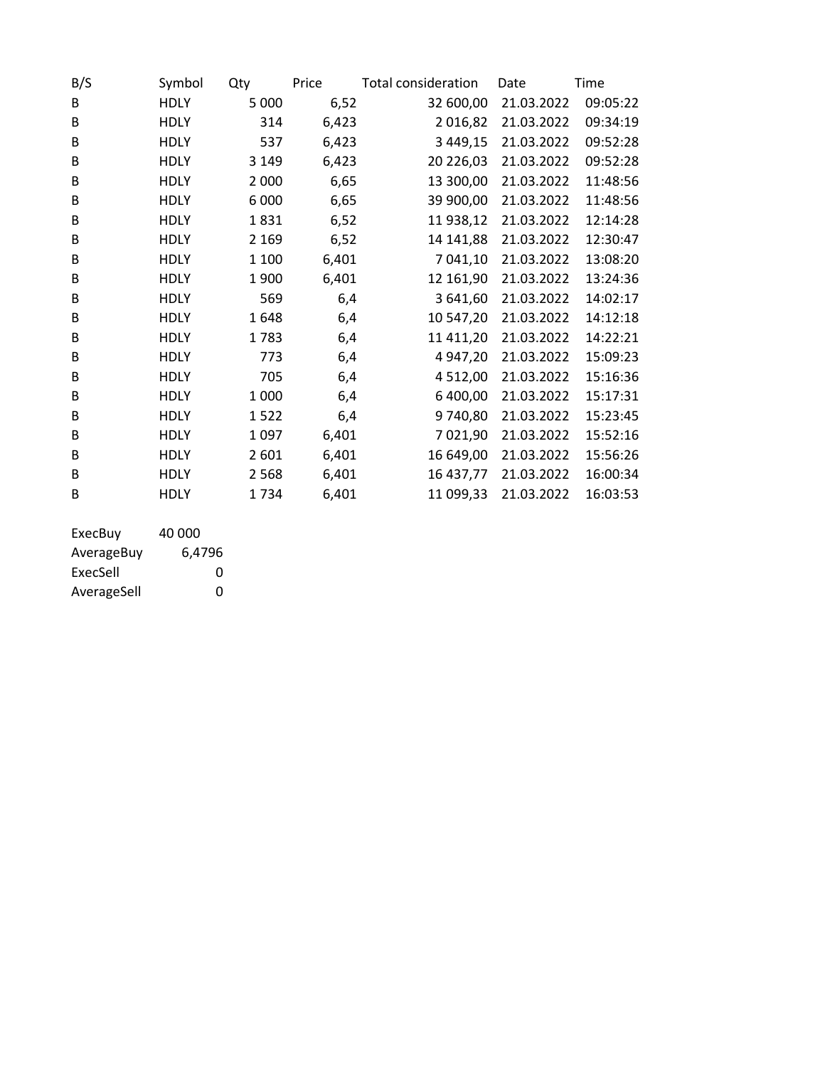| B/S | Symbol | Qty | Price | Total consideration | Date | Time |
|---|---|---|---|---|---|---|
| B | HDLY | 5 000 | 6,52 | 32 600,00 | 21.03.2022 | 09:05:22 |
| B | HDLY | 314 | 6,423 | 2 016,82 | 21.03.2022 | 09:34:19 |
| B | HDLY | 537 | 6,423 | 3 449,15 | 21.03.2022 | 09:52:28 |
| B | HDLY | 3 149 | 6,423 | 20 226,03 | 21.03.2022 | 09:52:28 |
| B | HDLY | 2 000 | 6,65 | 13 300,00 | 21.03.2022 | 11:48:56 |
| B | HDLY | 6 000 | 6,65 | 39 900,00 | 21.03.2022 | 11:48:56 |
| B | HDLY | 1 831 | 6,52 | 11 938,12 | 21.03.2022 | 12:14:28 |
| B | HDLY | 2 169 | 6,52 | 14 141,88 | 21.03.2022 | 12:30:47 |
| B | HDLY | 1 100 | 6,401 | 7 041,10 | 21.03.2022 | 13:08:20 |
| B | HDLY | 1 900 | 6,401 | 12 161,90 | 21.03.2022 | 13:24:36 |
| B | HDLY | 569 | 6,4 | 3 641,60 | 21.03.2022 | 14:02:17 |
| B | HDLY | 1 648 | 6,4 | 10 547,20 | 21.03.2022 | 14:12:18 |
| B | HDLY | 1 783 | 6,4 | 11 411,20 | 21.03.2022 | 14:22:21 |
| B | HDLY | 773 | 6,4 | 4 947,20 | 21.03.2022 | 15:09:23 |
| B | HDLY | 705 | 6,4 | 4 512,00 | 21.03.2022 | 15:16:36 |
| B | HDLY | 1 000 | 6,4 | 6 400,00 | 21.03.2022 | 15:17:31 |
| B | HDLY | 1 522 | 6,4 | 9 740,80 | 21.03.2022 | 15:23:45 |
| B | HDLY | 1 097 | 6,401 | 7 021,90 | 21.03.2022 | 15:52:16 |
| B | HDLY | 2 601 | 6,401 | 16 649,00 | 21.03.2022 | 15:56:26 |
| B | HDLY | 2 568 | 6,401 | 16 437,77 | 21.03.2022 | 16:00:34 |
| B | HDLY | 1 734 | 6,401 | 11 099,33 | 21.03.2022 | 16:03:53 |

| | |
|---|---|
| ExecBuy | 40 000 |
| AverageBuy | 6,4796 |
| ExecSell | 0 |
| AverageSell | 0 |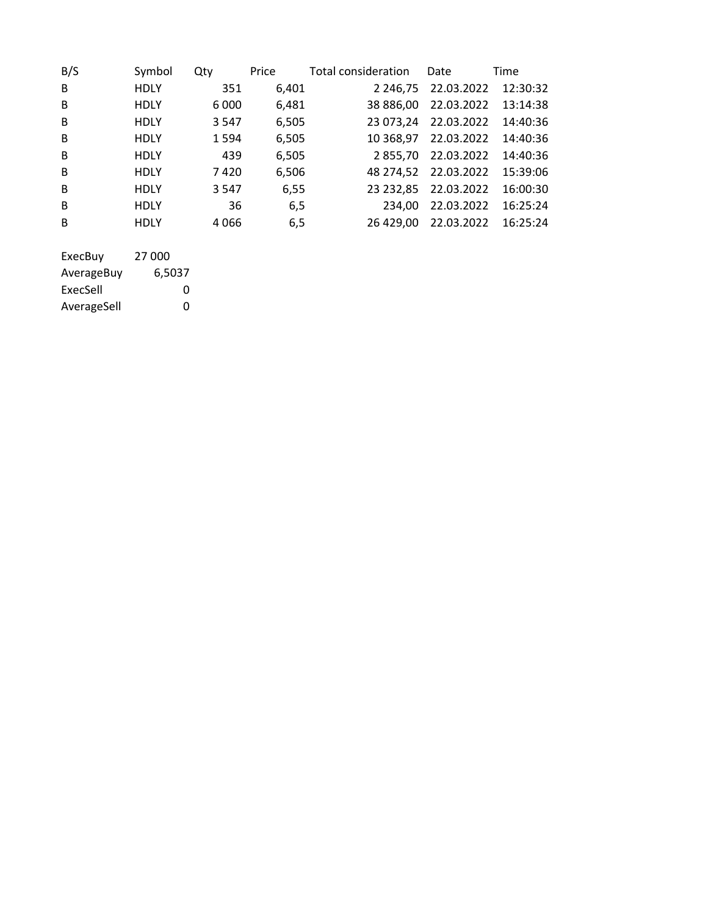| B/S | Symbol | Qty | Price | Total consideration | Date | Time |
|---|---|---|---|---|---|---|
| B | HDLY | 351 | 6,401 | 2 246,75 | 22.03.2022 | 12:30:32 |
| B | HDLY | 6 000 | 6,481 | 38 886,00 | 22.03.2022 | 13:14:38 |
| B | HDLY | 3 547 | 6,505 | 23 073,24 | 22.03.2022 | 14:40:36 |
| B | HDLY | 1 594 | 6,505 | 10 368,97 | 22.03.2022 | 14:40:36 |
| B | HDLY | 439 | 6,505 | 2 855,70 | 22.03.2022 | 14:40:36 |
| B | HDLY | 7 420 | 6,506 | 48 274,52 | 22.03.2022 | 15:39:06 |
| B | HDLY | 3 547 | 6,55 | 23 232,85 | 22.03.2022 | 16:00:30 |
| B | HDLY | 36 | 6,5 | 234,00 | 22.03.2022 | 16:25:24 |
| B | HDLY | 4 066 | 6,5 | 26 429,00 | 22.03.2022 | 16:25:24 |

| | |
|---|---|
| ExecBuy | 27 000 |
| AverageBuy | 6,5037 |
| ExecSell | 0 |
| AverageSell | 0 |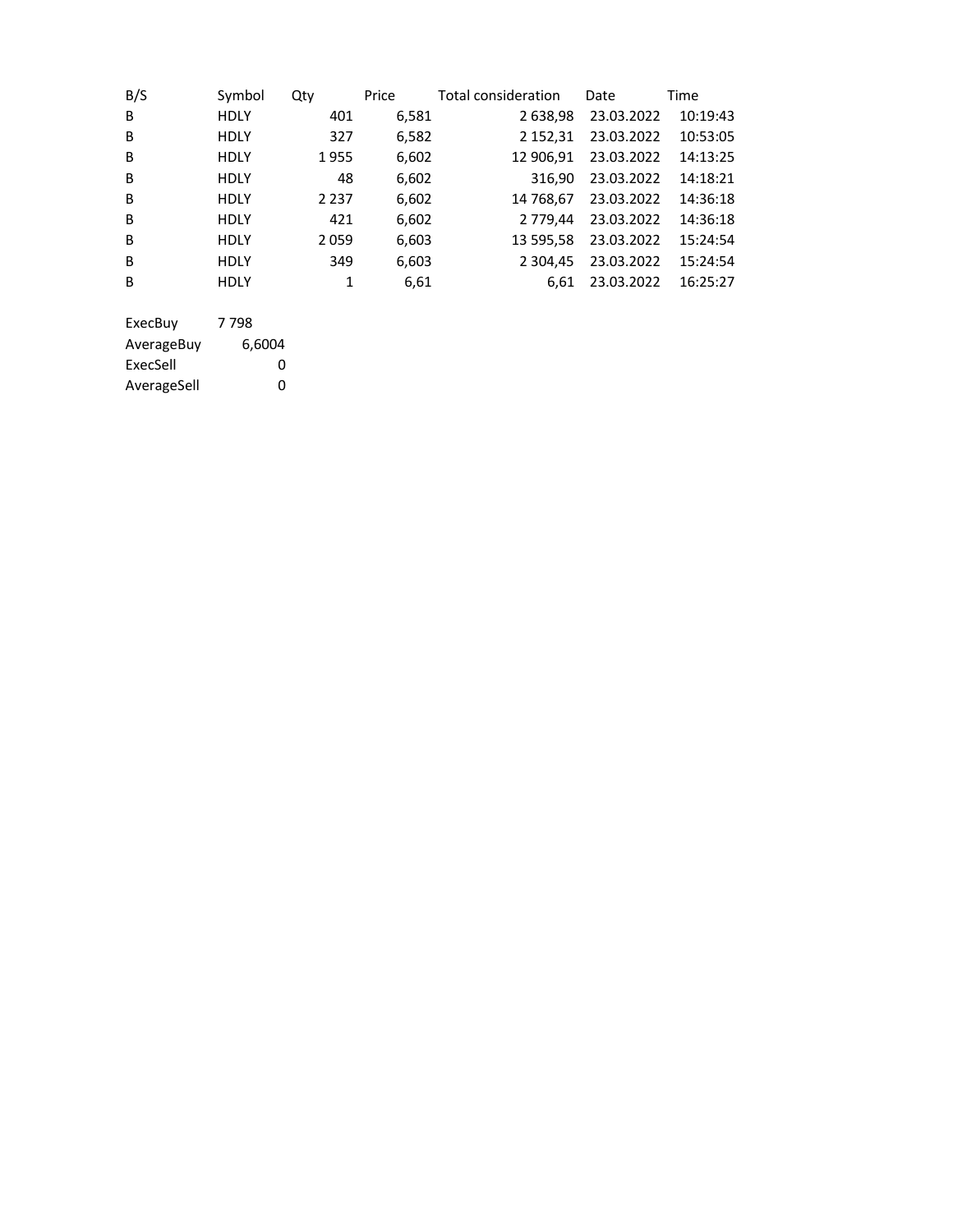| B/S | Symbol | Qty | Price | Total consideration | Date | Time |
|---|---|---|---|---|---|---|
| B | HDLY | 401 | 6,581 | 2 638,98 | 23.03.2022 | 10:19:43 |
| B | HDLY | 327 | 6,582 | 2 152,31 | 23.03.2022 | 10:53:05 |
| B | HDLY | 1 955 | 6,602 | 12 906,91 | 23.03.2022 | 14:13:25 |
| B | HDLY | 48 | 6,602 | 316,90 | 23.03.2022 | 14:18:21 |
| B | HDLY | 2 237 | 6,602 | 14 768,67 | 23.03.2022 | 14:36:18 |
| B | HDLY | 421 | 6,602 | 2 779,44 | 23.03.2022 | 14:36:18 |
| B | HDLY | 2 059 | 6,603 | 13 595,58 | 23.03.2022 | 15:24:54 |
| B | HDLY | 349 | 6,603 | 2 304,45 | 23.03.2022 | 15:24:54 |
| B | HDLY | 1 | 6,61 | 6,61 | 23.03.2022 | 16:25:27 |

| | |
|---|---|
| ExecBuy | 7 798 |
| AverageBuy | 6,6004 |
| ExecSell | 0 |
| AverageSell | 0 |